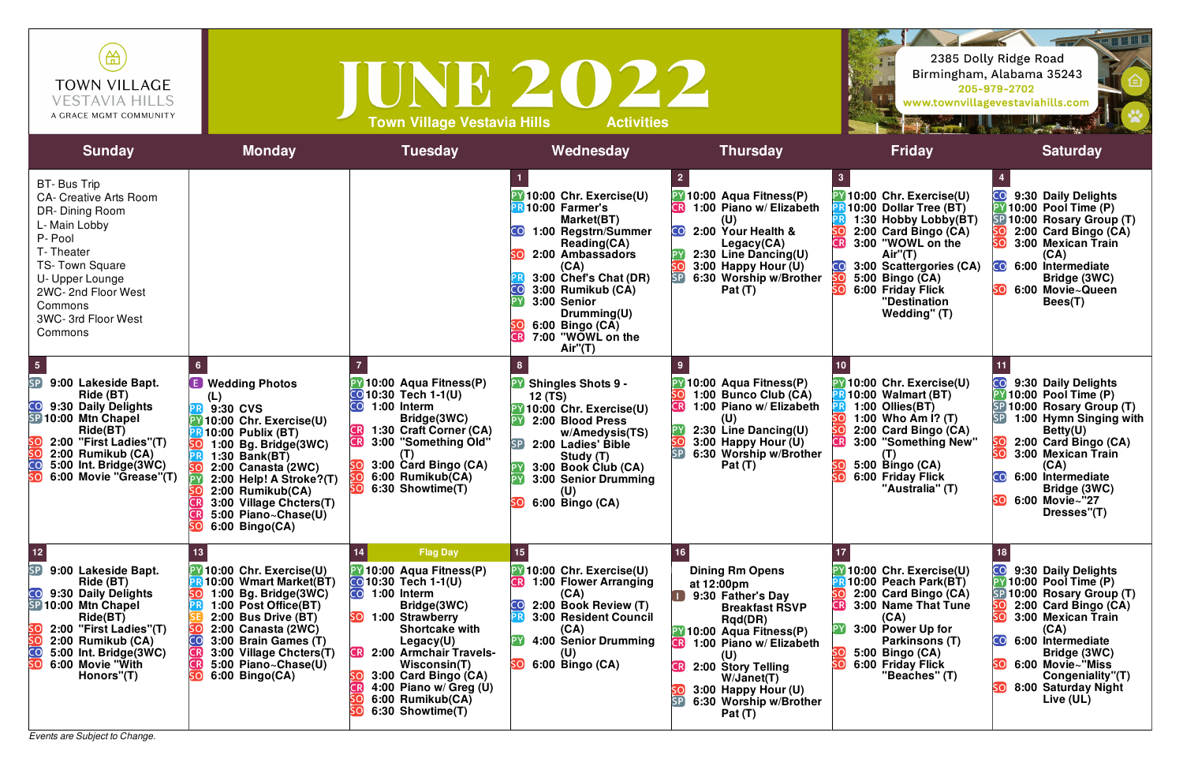TOWN VILLAGE
VESTAVIA HILLS
A GRACE MGMT COMMUNITY

# JUNE 2022

Town Village Vestavia Hills Activities

2385 Dolly Ridge Road
Birmingham, Alabama 35243
205-979-2702
www.townvillagevestaviahills.com

| Sunday | Monday | Tuesday | Wednesday | Thursday | Friday | Saturday |
|---|---|---|---|---|---|---|
| BT- Bus Trip<br>CA- Creative Arts Room<br>DR- Dining Room<br>L- Main Lobby<br>P- Pool<br>T- Theater<br>TS- Town Square<br>U- Upper Lounge<br>2WC- 2nd Floor West Commons<br>3WC- 3rd Floor West Commons | | | **1**<br>PY 10:00 Chr. Exercise(U)<br>PR 10:00 Farmer's Market(BT)<br>CO 1:00 Regstrn/Summer Reading(CA)<br>SO 2:00 Ambassadors (CA)<br>PR 3:00 Chef's Chat (DR)<br>CO 3:00 Rumikub (CA)<br>PY 3:00 Senior Drumming(U)<br>SO 6:00 Bingo (CA)<br>CR 7:00 "WOWL on the Air"(T) | **2**<br>PY 10:00 Aqua Fitness(P)<br>CR 1:00 Piano w/ Elizabeth (U)<br>CO 2:00 Your Health & Legacy(CA)<br>PY 2:30 Line Dancing(U)<br>SO 3:00 Happy Hour (U)<br>SP 6:30 Worship w/Brother Pat (T) | **3**<br>PY 10:00 Chr. Exercise(U)<br>PR 10:00 Dollar Tree (BT)<br>PR 1:30 Hobby Lobby(BT)<br>SO 2:00 Card Bingo (CA)<br>CR 3:00 "WOWL on the Air"(T)<br>CO 3:00 Scattergories (CA)<br>SO 5:00 Bingo (CA)<br>SO 6:00 Friday Flick "Destination Wedding" (T) | **4**<br>CO 9:30 Daily Delights<br>PY 10:00 Pool Time (P)<br>SP 10:00 Rosary Group (T)<br>SO 2:00 Card Bingo (CA)<br>SO 3:00 Mexican Train (CA)<br>CO 6:00 Intermediate Bridge (3WC)<br>SO 6:00 Movie~Queen Bees(T) |
| **5**<br>SP 9:00 Lakeside Bapt. Ride (BT)<br>CO 9:30 Daily Delights<br>SP 10:00 Mtn Chapel Ride(BT)<br>SO 2:00 "First Ladies"(T)<br>SO 2:00 Rumikub (CA)<br>CO 5:00 Int. Bridge(3WC)<br>SO 6:00 Movie "Grease"(T) | **6**<br>E Wedding Photos (L)<br>PR 9:30 CVS<br>PY 10:00 Chr. Exercise(U)<br>PR 10:00 Publix (BT)<br>SO 1:00 Bg. Bridge(3WC)<br>PR 1:30 Bank(BT)<br>SO 2:00 Canasta (2WC)<br>PY 2:00 Help! A Stroke?(T)<br>SO 2:00 Rumikub(CA)<br>CR 3:00 Village Chcters(T)<br>CR 5:00 Piano~Chase(U)<br>SO 6:00 Bingo(CA) | **7**<br>PY 10:00 Aqua Fitness(P)<br>CO 10:30 Tech 1-1(U)<br>CO 1:00 Interm Bridge(3WC)<br>CR 1:30 Craft Corner (CA)<br>CR 3:00 "Something Old" (T)<br>SO 3:00 Card Bingo (CA)<br>SO 6:00 Rumikub(CA)<br>SO 6:30 Showtime(T) | **8**<br>PY Shingles Shots 9 - 12 (TS)<br>PY 10:00 Chr. Exercise(U)<br>PY 2:00 Blood Press w/Amedysis(TS)<br>SP 2:00 Ladies' Bible Study (T)<br>PY 3:00 Book Club (CA)<br>PY 3:00 Senior Drumming (U)<br>SO 6:00 Bingo (CA) | **9**<br>PY 10:00 Aqua Fitness(P)<br>SO 1:00 Bunco Club (CA)<br>CR 1:00 Piano w/ Elizabeth (U)<br>PY 2:30 Line Dancing(U)<br>SO 3:00 Happy Hour (U)<br>SP 6:30 Worship w/Brother Pat (T) | **10**<br>PY 10:00 Chr. Exercise(U)<br>PR 10:00 Walmart (BT)<br>PR 1:00 Ollies(BT)<br>SO 1:00 Who Am I? (T)<br>SO 2:00 Card Bingo (CA)<br>CR 3:00 "Something New" (T)<br>SO 5:00 Bingo (CA)<br>SO 6:00 Friday Flick "Australia" (T) | **11**<br>CO 9:30 Daily Delights<br>PY 10:00 Pool Time (P)<br>SP 10:00 Rosary Group (T)<br>SP 1:00 Hymn Singing with Betty(U)<br>SO 2:00 Card Bingo (CA)<br>SO 3:00 Mexican Train (CA)<br>CO 6:00 Intermediate Bridge (3WC)<br>SO 6:00 Movie~"27 Dresses"(T) |
| **12**<br>SP 9:00 Lakeside Bapt. Ride (BT)<br>CO 9:30 Daily Delights<br>SP 10:00 Mtn Chapel Ride(BT)<br>SO 2:00 "First Ladies"(T)<br>SO 2:00 Rumikub (CA)<br>CO 5:00 Int. Bridge(3WC)<br>SO 6:00 Movie "With Honors"(T) | **13**<br>PY 10:00 Chr. Exercise(U)<br>PR 10:00 Wmart Market(BT)<br>SO 1:00 Bg. Bridge(3WC)<br>PR 1:00 Post Office(BT)<br>SE 2:00 Bus Drive (BT)<br>SO 2:00 Canasta (2WC)<br>CO 3:00 Brain Games (T)<br>CR 3:00 Village Chcters(T)<br>CR 5:00 Piano~Chase(U)<br>SO 6:00 Bingo(CA) | **14** Flag Day<br>PY 10:00 Aqua Fitness(P)<br>CO 10:30 Tech 1-1(U)<br>CO 1:00 Interm Bridge(3WC)<br>SO 1:00 Strawberry Shortcake with Legacy(U)<br>CR 2:00 Armchair Travels-Wisconsin(T)<br>SO 3:00 Card Bingo (CA)<br>CR 4:00 Piano w/ Greg (U)<br>SO 6:00 Rumikub(CA)<br>SO 6:30 Showtime(T) | **15**<br>PY 10:00 Chr. Exercise(U)<br>CR 1:00 Flower Arranging (CA)<br>CO 2:00 Book Review (T)<br>PR 3:00 Resident Council (CA)<br>PY 4:00 Senior Drumming (U)<br>SO 6:00 Bingo (CA) | **16**<br>Dining Rm Opens at 12:00pm<br>I 9:30 Father's Day Breakfast RSVP Rqd(DR)<br>PY 10:00 Aqua Fitness(P)<br>CR 1:00 Piano w/ Elizabeth (U)<br>CR 2:00 Story Telling W/Janet(T)<br>SO 3:00 Happy Hour (U)<br>SP 6:30 Worship w/Brother Pat (T) | **17**<br>PY 10:00 Chr. Exercise(U)<br>PR 10:00 Peach Park(BT)<br>SO 2:00 Card Bingo (CA)<br>CR 3:00 Name That Tune (CA)<br>PY 3:00 Power Up for Parkinsons (T)<br>SO 5:00 Bingo (CA)<br>SO 6:00 Friday Flick "Beaches" (T) | **18**<br>CO 9:30 Daily Delights<br>PY 10:00 Pool Time (P)<br>SP 10:00 Rosary Group (T)<br>SO 2:00 Card Bingo (CA)<br>SO 3:00 Mexican Train (CA)<br>CO 6:00 Intermediate Bridge (3WC)<br>SO 6:00 Movie~"Miss Congeniality"(T)<br>SO 8:00 Saturday Night Live (UL) |

*Events are Subject to Change.*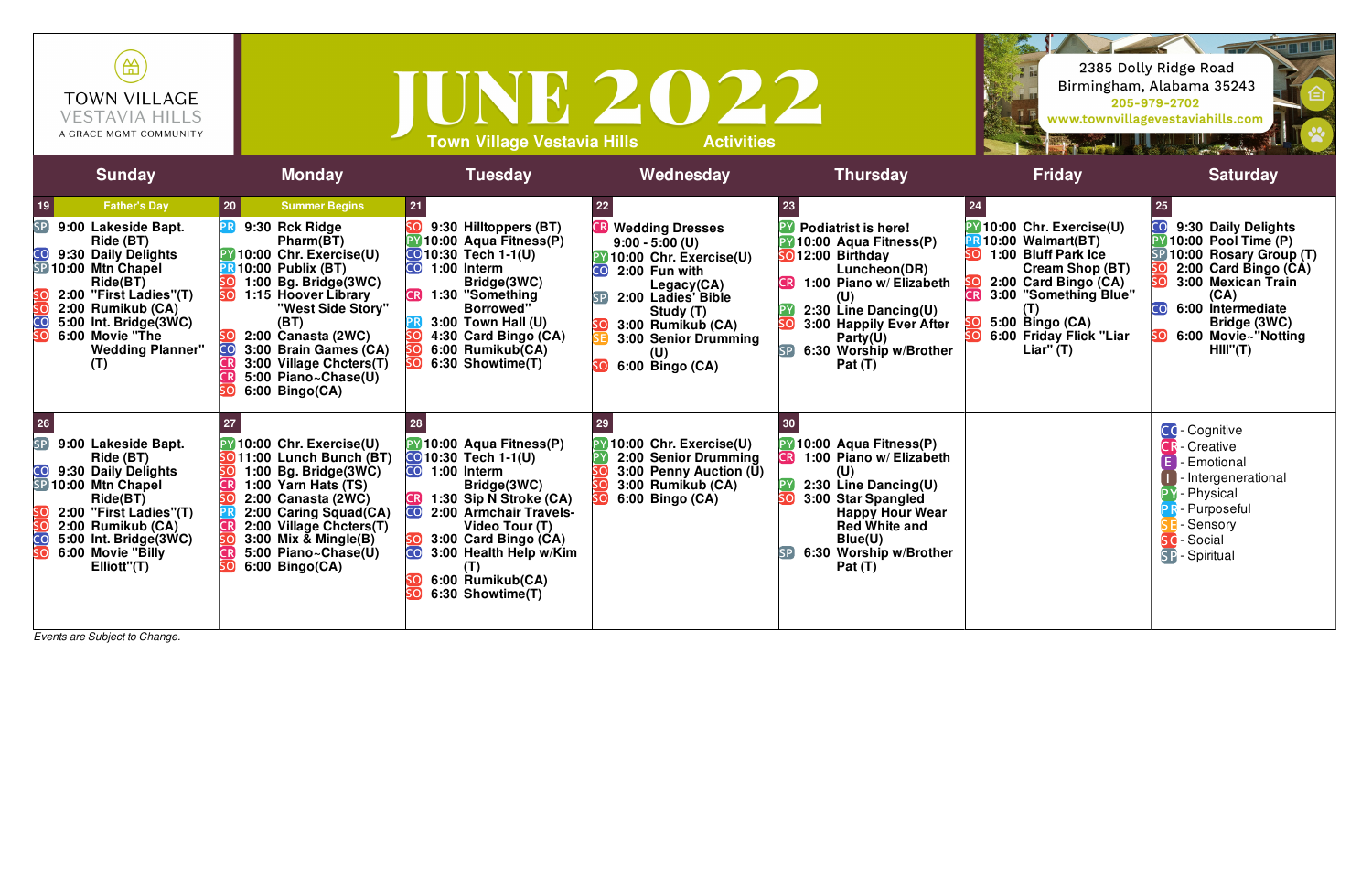TOWN VILLAGE
VESTAVIA HILLS
A GRACE MGMT COMMUNITY

# JUNE 2022

Town Village Vestavia Hills Activities

2385 Dolly Ridge Road
Birmingham, Alabama 35243
205-979-2702
www.townvillagevestaviahills.com

| Sunday | Monday | Tuesday | Wednesday | Thursday | Friday | Saturday |
|---|---|---|---|---|---|---|
| 19 Father's Day<br>SP 9:00 Lakeside Bapt. Ride (BT)<br>CO 9:30 Daily Delights<br>SP 10:00 Mtn Chapel Ride(BT)<br>SO 2:00 "First Ladies"(T)<br>SO 2:00 Rumikub (CA)<br>CO 5:00 Int. Bridge(3WC)<br>SO 6:00 Movie "The Wedding Planner" (T) | 20 Summer Begins<br>PR 9:30 Rck Ridge Pharm(BT)<br>PY 10:00 Chr. Exercise(U)<br>PR 10:00 Publix (BT)<br>SO 1:00 Bg. Bridge(3WC)<br>SO 1:15 Hoover Library "West Side Story" (BT)<br>SO 2:00 Canasta (2WC)<br>CO 3:00 Brain Games (CA)<br>CR 3:00 Village Chcters(T)<br>CR 5:00 Piano~Chase(U)<br>SO 6:00 Bingo(CA) | 21<br>SO 9:30 Hilltoppers (BT)<br>PY 10:00 Aqua Fitness(P)<br>CO 10:30 Tech 1-1(U)<br>CO 1:00 Interm Bridge(3WC)<br>CR 1:30 "Something Borrowed"<br>PR 3:00 Town Hall (U)<br>SO 4:30 Card Bingo (CA)<br>SO 6:00 Rumikub(CA)<br>SO 6:30 Showtime(T) | 22<br>CR Wedding Dresses 9:00 - 5:00 (U)<br>PY 10:00 Chr. Exercise(U)<br>CO 2:00 Fun with Legacy(CA)<br>SP 2:00 Ladies' Bible Study (T)<br>SO 3:00 Rumikub (CA)<br>SE 3:00 Senior Drumming (U)<br>SO 6:00 Bingo (CA) | 23<br>PY Podiatrist is here!<br>PY 10:00 Aqua Fitness(P)<br>SO 12:00 Birthday Luncheon(DR)<br>CR 1:00 Piano w/ Elizabeth (U)<br>PY 2:30 Line Dancing(U)<br>SO 3:00 Happily Ever After Party(U)<br>SP 6:30 Worship w/Brother Pat (T) | 24<br>PY 10:00 Chr. Exercise(U)<br>PR 10:00 Walmart(BT)<br>SO 1:00 Bluff Park Ice Cream Shop (BT)<br>SO 2:00 Card Bingo (CA)<br>CR 3:00 "Something Blue" (T)<br>SO 5:00 Bingo (CA)<br>SO 6:00 Friday Flick "Liar Liar" (T) | 25<br>CO 9:30 Daily Delights<br>PY 10:00 Pool Time (P)<br>SP 10:00 Rosary Group (T)<br>SO 2:00 Card Bingo (CA)<br>SO 3:00 Mexican Train (CA)<br>CO 6:00 Intermediate Bridge (3WC)<br>SO 6:00 Movie~"Notting HIll"(T) |
| 26<br>SP 9:00 Lakeside Bapt. Ride (BT)<br>CO 9:30 Daily Delights<br>SP 10:00 Mtn Chapel Ride(BT)<br>SO 2:00 "First Ladies"(T)<br>SO 2:00 Rumikub (CA)<br>CO 5:00 Int. Bridge(3WC)<br>SO 6:00 Movie "Billy Elliott"(T) | 27<br>PY 10:00 Chr. Exercise(U)<br>SO 11:00 Lunch Bunch (BT)<br>SO 1:00 Bg. Bridge(3WC)<br>CR 1:00 Yarn Hats (TS)<br>SO 2:00 Canasta (2WC)<br>PR 2:00 Caring Squad(CA)<br>CR 2:00 Village Chcters(T)<br>SO 3:00 Mix & Mingle(B)<br>CR 5:00 Piano~Chase(U)<br>SO 6:00 Bingo(CA) | 28<br>PY 10:00 Aqua Fitness(P)<br>CO 10:30 Tech 1-1(U)<br>CO 1:00 Interm Bridge(3WC)<br>CR 1:30 Sip N Stroke (CA)<br>CO 2:00 Armchair Travels-Video Tour (T)<br>SO 3:00 Card Bingo (CA)<br>CO 3:00 Health Help w/Kim (T)<br>SO 6:00 Rumikub(CA)<br>SO 6:30 Showtime(T) | 29<br>PY 10:00 Chr. Exercise(U)<br>PY 2:00 Senior Drumming<br>SO 3:00 Penny Auction (U)<br>SO 3:00 Rumikub (CA)<br>SO 6:00 Bingo (CA) | 30<br>PY 10:00 Aqua Fitness(P)<br>CR 1:00 Piano w/ Elizabeth (U)<br>PY 2:30 Line Dancing(U)<br>SO 3:00 Star Spangled Happy Hour Wear Red White and Blue(U)<br>SP 6:30 Worship w/Brother Pat (T) | | CO - Cognitive<br>CR - Creative<br>E - Emotional<br>I - Intergenerational<br>PY - Physical<br>PR - Purposeful<br>SE - Sensory<br>SO - Social<br>SP - Spiritual |

*Events are Subject to Change.*